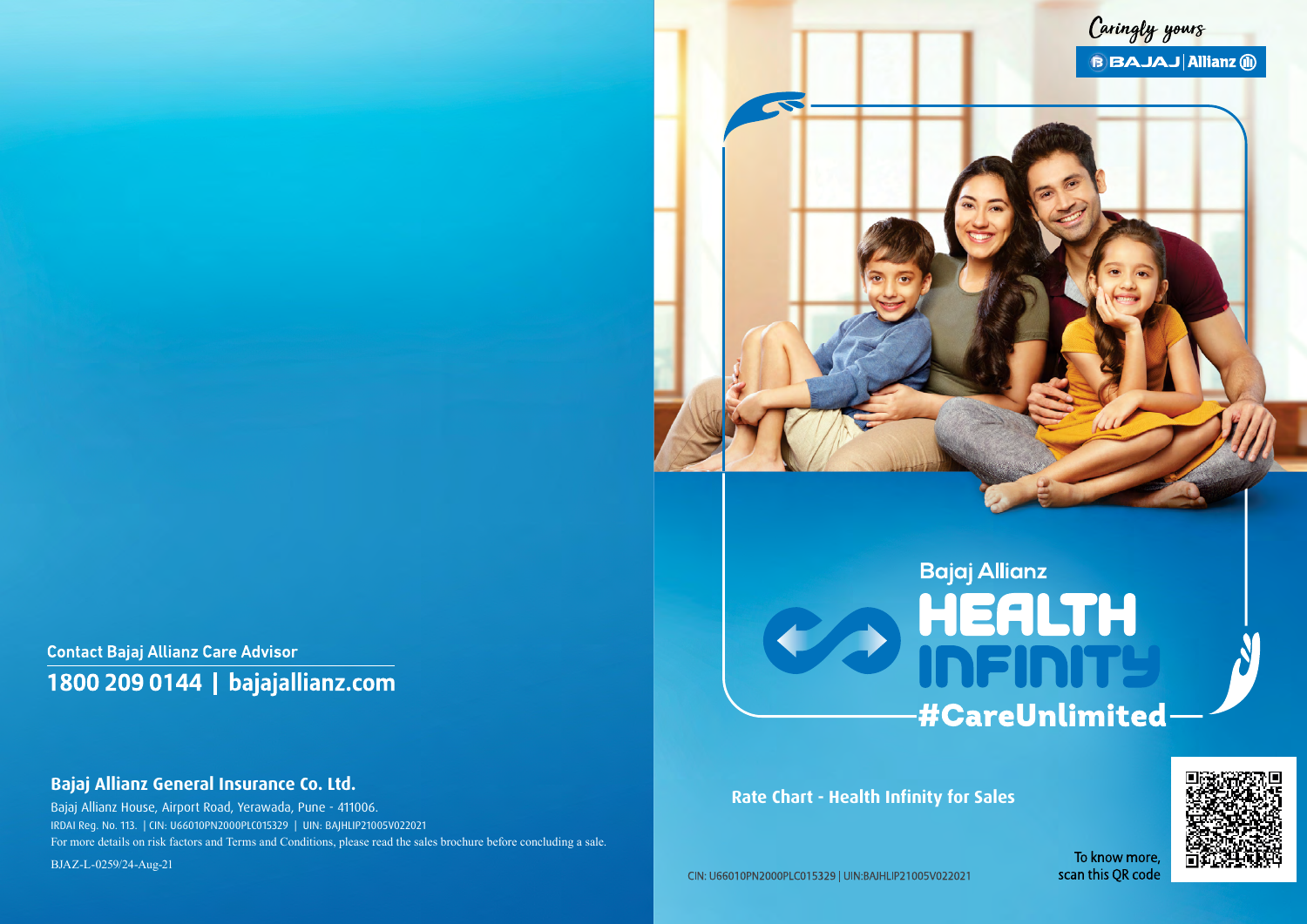Caringly yours

BAJAJ | Allianz

Bajaj Allianz

# HEALTH INFINITY

#CareUnlimited

## Rate Chart - Health Infinity for Sales

CIN: U66010PN2000PLC015329 | UIN:BAJHLIP21005V022021

To know more, scan this QR code

Contact Bajaj Allianz Care Advisor

**1800 209 0144 | bajajallianz.com**

**Bajaj Allianz General Insurance Co. Ltd.**

Bajaj Allianz House, Airport Road, Yerawada, Pune - 411006.

IRDAI Reg. No. 113. | CIN: U66010PN2000PLC015329 | UIN: BAJHLIP21005V022021

For more details on risk factors and Terms and Conditions, please read the sales brochure before concluding a sale.

BJAZ-L-0259/24-Aug-21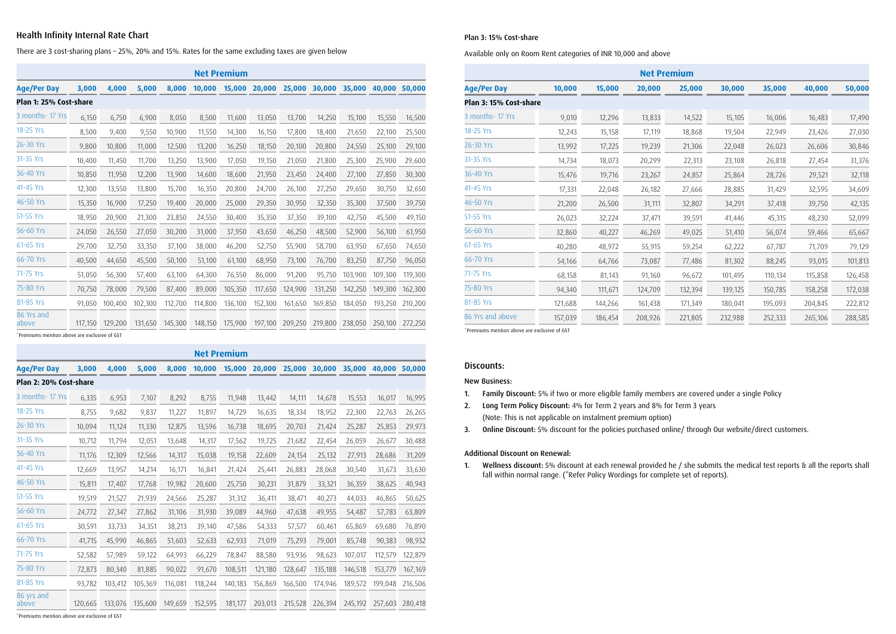## Health Infinity Internal Rate Chart

There are 3 cost-sharing plans – 25%, 20% and 15%. Rates for the same excluding taxes are given below

| | Net Premium | | | | | | | | | | | |
|---|---|---|---|---|---|---|---|---|---|---|---|---|
| **Age/Per Day** | **3,000** | **4,000** | **5,000** | **8,000** | **10,000** | **15,000** | **20,000** | **25,000** | **30,000** | **35,000** | **40,000** | **50,000** |
| **Plan 1: 25% Cost-share** | | | | | | | | | | | | |
| 3 months- 17 Yrs | 6,150 | 6,750 | 6,900 | 8,050 | 8,500 | 11,600 | 13,050 | 13,700 | 14,250 | 15,100 | 15,550 | 16,500 |
| 18-25 Yrs | 8,500 | 9,400 | 9,550 | 10,900 | 11,550 | 14,300 | 16,150 | 17,800 | 18,400 | 21,650 | 22,100 | 25,500 |
| 26-30 Yrs | 9,800 | 10,800 | 11,000 | 12,500 | 13,200 | 16,250 | 18,150 | 20,100 | 20,800 | 24,550 | 25,100 | 29,100 |
| 31-35 Yrs | 10,400 | 11,450 | 11,700 | 13,250 | 13,900 | 17,050 | 19,150 | 21,050 | 21,800 | 25,300 | 25,900 | 29,600 |
| 36-40 Yrs | 10,850 | 11,950 | 12,200 | 13,900 | 14,600 | 18,600 | 21,950 | 23,450 | 24,400 | 27,100 | 27,850 | 30,300 |
| 41-45 Yrs | 12,300 | 13,550 | 13,800 | 15,700 | 16,350 | 20,800 | 24,700 | 26,100 | 27,250 | 29,650 | 30,750 | 32,650 |
| 46-50 Yrs | 15,350 | 16,900 | 17,250 | 19,400 | 20,000 | 25,000 | 29,350 | 30,950 | 32,350 | 35,300 | 37,500 | 39,750 |
| 51-55 Yrs | 18,950 | 20,900 | 21,300 | 23,850 | 24,550 | 30,400 | 35,350 | 37,350 | 39,100 | 42,750 | 45,500 | 49,150 |
| 56-60 Yrs | 24,050 | 26,550 | 27,050 | 30,200 | 31,000 | 37,950 | 43,650 | 46,250 | 48,500 | 52,900 | 56,100 | 61,950 |
| 61-65 Yrs | 29,700 | 32,750 | 33,350 | 37,100 | 38,000 | 46,200 | 52,750 | 55,900 | 58,700 | 63,950 | 67,650 | 74,650 |
| 66-70 Yrs | 40,500 | 44,650 | 45,500 | 50,100 | 51,100 | 61,100 | 68,950 | 73,100 | 76,700 | 83,250 | 87,750 | 96,050 |
| 71-75 Yrs | 51,050 | 56,300 | 57,400 | 63,100 | 64,300 | 76,550 | 86,000 | 91,200 | 95,750 | 103,900 | 109,300 | 119,300 |
| 75-80 Yrs | 70,750 | 78,000 | 79,500 | 87,400 | 89,000 | 105,350 | 117,650 | 124,900 | 131,250 | 142,250 | 149,300 | 162,300 |
| 81-85 Yrs | 91,050 | 100,400 | 102,300 | 112,700 | 114,800 | 136,100 | 152,300 | 161,650 | 169,850 | 184,050 | 193,250 | 210,200 |
| 86 Yrs and above | 117,150 | 129,200 | 131,650 | 145,300 | 148,150 | 175,900 | 197,100 | 209,250 | 219,800 | 238,050 | 250,100 | 272,250 |

*Premiums mention above are exclusive of GST

| | Net Premium | | | | | | | | | | | |
|---|---|---|---|---|---|---|---|---|---|---|---|---|
| **Age/Per Day** | **3,000** | **4,000** | **5,000** | **8,000** | **10,000** | **15,000** | **20,000** | **25,000** | **30,000** | **35,000** | **40,000** | **50,000** |
| **Plan 2: 20% Cost-share** | | | | | | | | | | | | |
| 3 months- 17 Yrs | 6,335 | 6,953 | 7,107 | 8,292 | 8,755 | 11,948 | 13,442 | 14,111 | 14,678 | 15,553 | 16,017 | 16,995 |
| 18-25 Yrs | 8,755 | 9,682 | 9,837 | 11,227 | 11,897 | 14,729 | 16,635 | 18,334 | 18,952 | 22,300 | 22,763 | 26,265 |
| 26-30 Yrs | 10,094 | 11,124 | 11,330 | 12,875 | 13,596 | 16,738 | 18,695 | 20,703 | 21,424 | 25,287 | 25,853 | 29,973 |
| 31-35 Yrs | 10,712 | 11,794 | 12,051 | 13,648 | 14,317 | 17,562 | 19,725 | 21,682 | 22,454 | 26,059 | 26,677 | 30,488 |
| 36-40 Yrs | 11,176 | 12,309 | 12,566 | 14,317 | 15,038 | 19,158 | 22,609 | 24,154 | 25,132 | 27,913 | 28,686 | 31,209 |
| 41-45 Yrs | 12,669 | 13,957 | 14,214 | 16,171 | 16,841 | 21,424 | 25,441 | 26,883 | 28,068 | 30,540 | 31,673 | 33,630 |
| 46-50 Yrs | 15,811 | 17,407 | 17,768 | 19,982 | 20,600 | 25,750 | 30,231 | 31,879 | 33,321 | 36,359 | 38,625 | 40,943 |
| 51-55 Yrs | 19,519 | 21,527 | 21,939 | 24,566 | 25,287 | 31,312 | 36,411 | 38,471 | 40,273 | 44,033 | 46,865 | 50,625 |
| 56-60 Yrs | 24,772 | 27,347 | 27,862 | 31,106 | 31,930 | 39,089 | 44,960 | 47,638 | 49,955 | 54,487 | 57,783 | 63,809 |
| 61-65 Yrs | 30,591 | 33,733 | 34,351 | 38,213 | 39,140 | 47,586 | 54,333 | 57,577 | 60,461 | 65,869 | 69,680 | 76,890 |
| 66-70 Yrs | 41,715 | 45,990 | 46,865 | 51,603 | 52,633 | 62,933 | 71,019 | 75,293 | 79,001 | 85,748 | 90,383 | 98,932 |
| 71-75 Yrs | 52,582 | 57,989 | 59,122 | 64,993 | 66,229 | 78,847 | 88,580 | 93,936 | 98,623 | 107,017 | 112,579 | 122,879 |
| 75-80 Yrs | 72,873 | 80,340 | 81,885 | 90,022 | 91,670 | 108,511 | 121,180 | 128,647 | 135,188 | 146,518 | 153,779 | 167,169 |
| 81-85 Yrs | 93,782 | 103,412 | 105,369 | 116,081 | 118,244 | 140,183 | 156,869 | 166,500 | 174,946 | 189,572 | 199,048 | 216,506 |
| 86 yrs and above | 120,665 | 133,076 | 135,600 | 149,659 | 152,595 | 181,177 | 203,013 | 215,528 | 226,394 | 245,192 | 257,603 | 280,418 |

*Premiums mention above are exclusive of GST

### Plan 3: 15% Cost-share

Available only on Room Rent categories of INR 10,000 and above

| | Net Premium | | | | | | | |
|---|---|---|---|---|---|---|---|---|
| **Age/Per Day** | **10,000** | **15,000** | **20,000** | **25,000** | **30,000** | **35,000** | **40,000** | **50,000** |
| **Plan 3: 15% Cost-share** | | | | | | | | |
| 3 months- 17 Yrs | 9,010 | 12,296 | 13,833 | 14,522 | 15,105 | 16,006 | 16,483 | 17,490 |
| 18-25 Yrs | 12,243 | 15,158 | 17,119 | 18,868 | 19,504 | 22,949 | 23,426 | 27,030 |
| 26-30 Yrs | 13,992 | 17,225 | 19,239 | 21,306 | 22,048 | 26,023 | 26,606 | 30,846 |
| 31-35 Yrs | 14,734 | 18,073 | 20,299 | 22,313 | 23,108 | 26,818 | 27,454 | 31,376 |
| 36-40 Yrs | 15,476 | 19,716 | 23,267 | 24,857 | 25,864 | 28,726 | 29,521 | 32,118 |
| 41-45 Yrs | 17,331 | 22,048 | 26,182 | 27,666 | 28,885 | 31,429 | 32,595 | 34,609 |
| 46-50 Yrs | 21,200 | 26,500 | 31,111 | 32,807 | 34,291 | 37,418 | 39,750 | 42,135 |
| 51-55 Yrs | 26,023 | 32,224 | 37,471 | 39,591 | 41,446 | 45,315 | 48,230 | 52,099 |
| 56-60 Yrs | 32,860 | 40,227 | 46,269 | 49,025 | 51,410 | 56,074 | 59,466 | 65,667 |
| 61-65 Yrs | 40,280 | 48,972 | 55,915 | 59,254 | 62,222 | 67,787 | 71,709 | 79,129 |
| 66-70 Yrs | 54,166 | 64,766 | 73,087 | 77,486 | 81,302 | 88,245 | 93,015 | 101,813 |
| 71-75 Yrs | 68,158 | 81,143 | 91,160 | 96,672 | 101,495 | 110,134 | 115,858 | 126,458 |
| 75-80 Yrs | 94,340 | 111,671 | 124,709 | 132,394 | 139,125 | 150,785 | 158,258 | 172,038 |
| 81-85 Yrs | 121,688 | 144,266 | 161,438 | 171,349 | 180,041 | 195,093 | 204,845 | 222,812 |
| 86 Yrs and above | 157,039 | 186,454 | 208,926 | 221,805 | 232,988 | 252,333 | 265,106 | 288,585 |

*Premiums mention above are exclusive of GST

### Discounts:

**New Business:**

1. **Family Discount:** 5% if two or more eligible family members are covered under a single Policy
2. **Long Term Policy Discount:** 4% for Term 2 years and 8% for Term 3 years
   (Note: This is not applicable on instalment premium option)
3. **Online Discount:** 5% discount for the policies purchased online/ through Our website/direct customers.

**Additional Discount on Renewal:**

1. **Wellness discount:** 5% discount at each renewal provided he / she submits the medical test reports & all the reports shall fall within normal range. (*Refer Policy Wordings for complete set of reports).